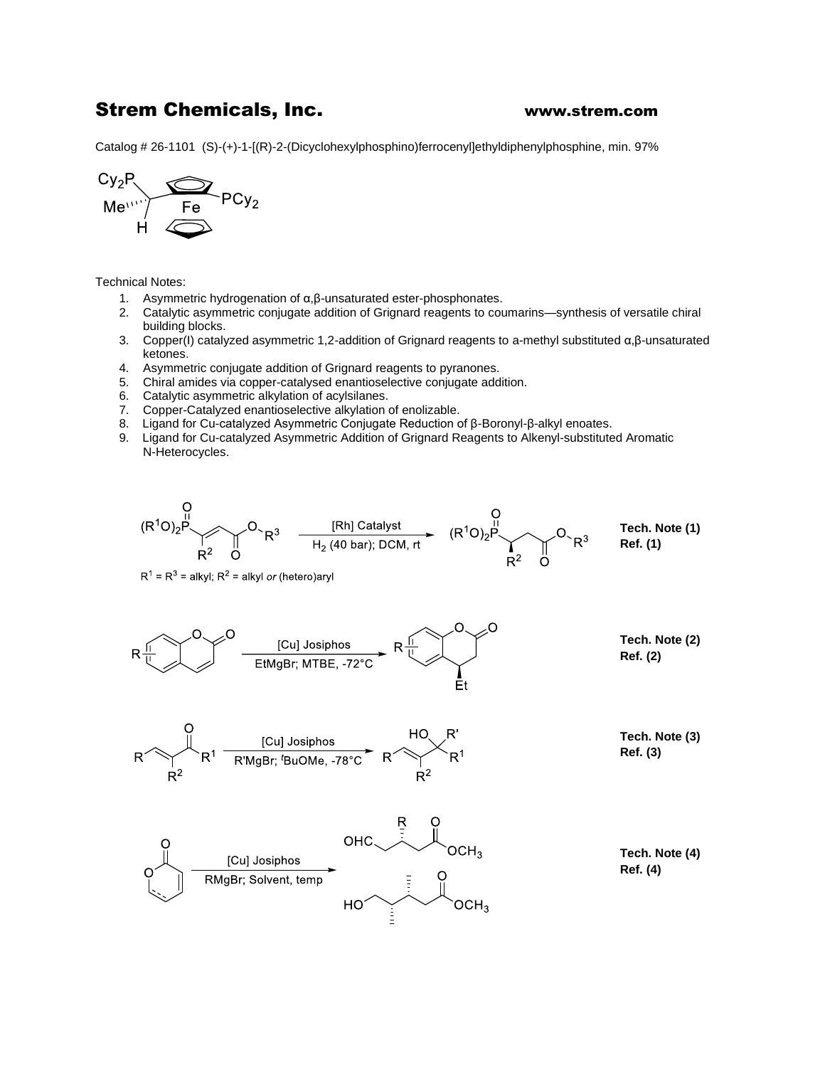# Strem Chemicals, Inc.

**www.strem.com**

Catalog # 26-1101 (S)-(+)-1-[(R)-2-(Dicyclohexylphosphino)ferrocenyl]ethyldiphenylphosphine, min. 97%

Technical Notes:

1. Asymmetric hydrogenation of α,β-unsaturated ester-phosphonates.
2. Catalytic asymmetric conjugate addition of Grignard reagents to coumarins—synthesis of versatile chiral building blocks.
3. Copper(I) catalyzed asymmetric 1,2-addition of Grignard reagents to a-methyl substituted α,β-unsaturated ketones.
4. Asymmetric conjugate addition of Grignard reagents to pyranones.
5. Chiral amides via copper-catalysed enantioselective conjugate addition.
6. Catalytic asymmetric alkylation of acylsilanes.
7. Copper-Catalyzed enantioselective alkylation of enolizable.
8. Ligand for Cu-catalyzed Asymmetric Conjugate Reduction of β-Boronyl-β-alkyl enoates.
9. Ligand for Cu-catalyzed Asymmetric Addition of Grignard Reagents to Alkenyl-substituted Aromatic N-Heterocycles.

[Rh] Catalyst; $H_2$ (40 bar); DCM, rt

$R^1 = R^3$ = alkyl; $R^2$ = alkyl *or* (hetero)aryl

**Tech. Note (1)**
**Ref. (1)**

[Cu] Josiphos; EtMgBr; MTBE, -72°C

**Tech. Note (2)**
**Ref. (2)**

[Cu] Josiphos; R'MgBr; $^t$BuOMe, -78°C

**Tech. Note (3)**
**Ref. (3)**

[Cu] Josiphos; RMgBr; Solvent, temp

**Tech. Note (4)**
**Ref. (4)**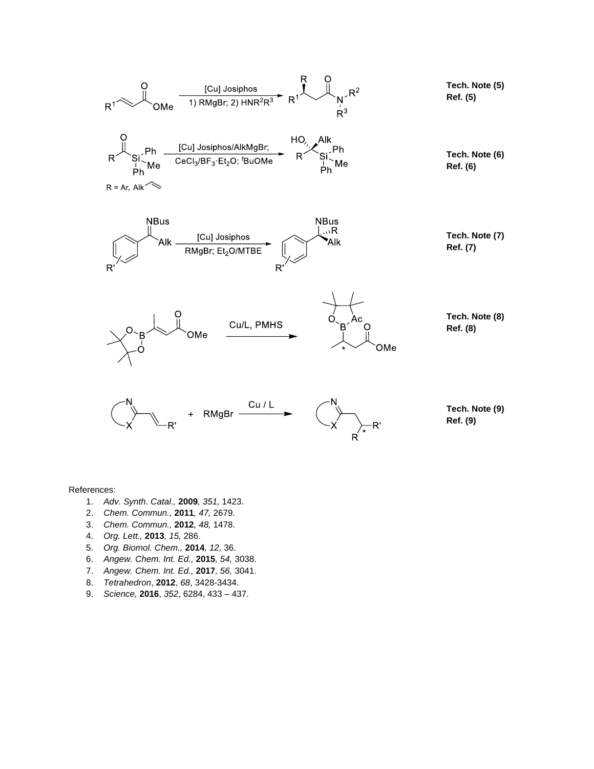Tech. Note (5)
Ref. (5)

Tech. Note (6)
Ref. (6)

Tech. Note (7)
Ref. (7)

Tech. Note (8)
Ref. (8)

Tech. Note (9)
Ref. (9)

References:

1. *Adv. Synth. Catal.,* **2009**, *351,* 1423.
2. *Chem. Commun.,* **2011**, *47,* 2679.
3. *Chem. Commun.,* **2012**, *48,* 1478.
4. *Org. Lett.,* **2013**, *15,* 286.
5. *Org. Biomol. Chem.,* **2014**, *12,* 36.
6. *Angew. Chem. Int. Ed.,* **2015**, *54,* 3038.
7. *Angew. Chem. Int. Ed.,* **2017**, *56,* 3041.
8. *Tetrahedron*, **2012**, *68*, 3428-3434.
9. *Science,* **2016**, *352*, 6284, 433 – 437.